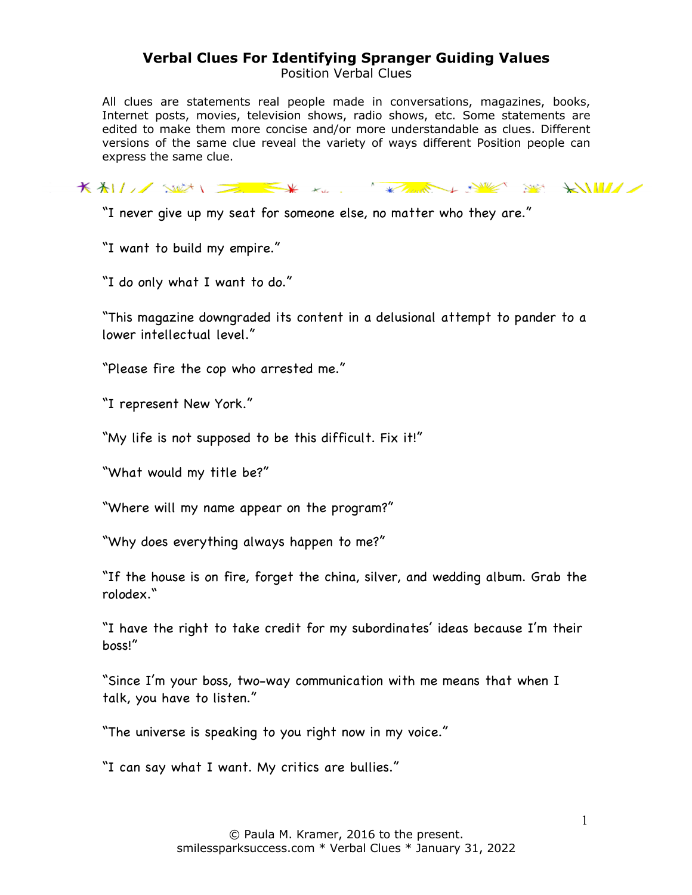# Verbal Clues For Identifying Spranger Guiding Values

Position Verbal Clues

All clues are statements real people made in conversations, magazines, books, Internet posts, movies, television shows, radio shows, etc. Some statements are edited to make them more concise and/or more understandable as clues. Different versions of the same clue reveal the variety of ways different Position people can express the same clue.

"I never give up my seat for someone else, no matter who they are."

"I want to build my empire."

"I do only what I want to do."

"This magazine downgraded its content in a delusional attempt to pander to a lower intellectual level."

"Please fire the cop who arrested me."

"I represent New York."

"My life is not supposed to be this difficult. Fix it!"

"What would my title be?"

"Where will my name appear on the program?"

"Why does everything always happen to me?"

"If the house is on fire, forget the china, silver, and wedding album. Grab the rolodex."

"I have the right to take credit for my subordinates' ideas because I'm their boss!"

"Since I'm your boss, two-way communication with me means that when I talk, you have to listen."

"The universe is speaking to you right now in my voice."

"I can say what I want. My critics are bullies."

© Paula M. Kramer, 2016 to the present.
smilessparksuccess.com * Verbal Clues * January 31, 2022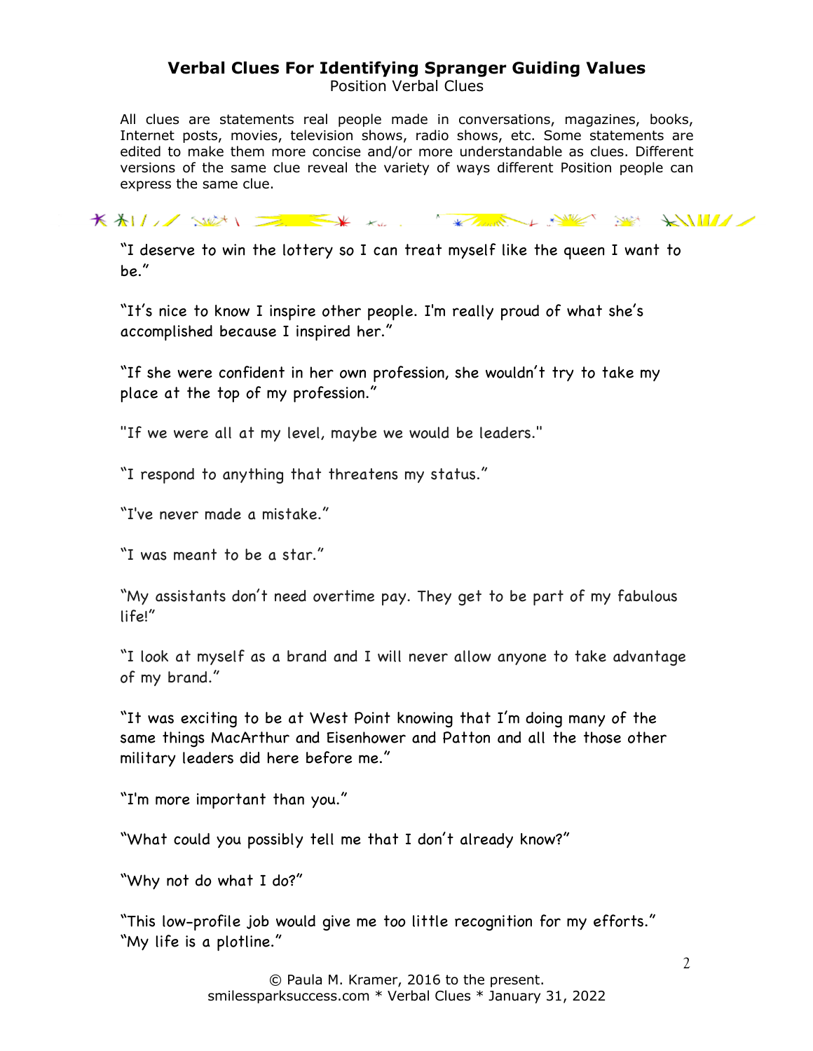# Verbal Clues For Identifying Spranger Guiding Values

Position Verbal Clues

All clues are statements real people made in conversations, magazines, books, Internet posts, movies, television shows, radio shows, etc. Some statements are edited to make them more concise and/or more understandable as clues. Different versions of the same clue reveal the variety of ways different Position people can express the same clue.

"I deserve to win the lottery so I can treat myself like the queen I want to be."

"It's nice to know I inspire other people. I'm really proud of what she's accomplished because I inspired her."

"If she were confident in her own profession, she wouldn't try to take my place at the top of my profession."

"If we were all at my level, maybe we would be leaders."

"I respond to anything that threatens my status."

"I've never made a mistake."

"I was meant to be a star."

"My assistants don't need overtime pay. They get to be part of my fabulous life!"

"I look at myself as a brand and I will never allow anyone to take advantage of my brand."

"It was exciting to be at West Point knowing that I'm doing many of the same things MacArthur and Eisenhower and Patton and all the those other military leaders did here before me."

"I'm more important than you."

"What could you possibly tell me that I don't already know?"

"Why not do what I do?"

"This low-profile job would give me too little recognition for my efforts."
"My life is a plotline."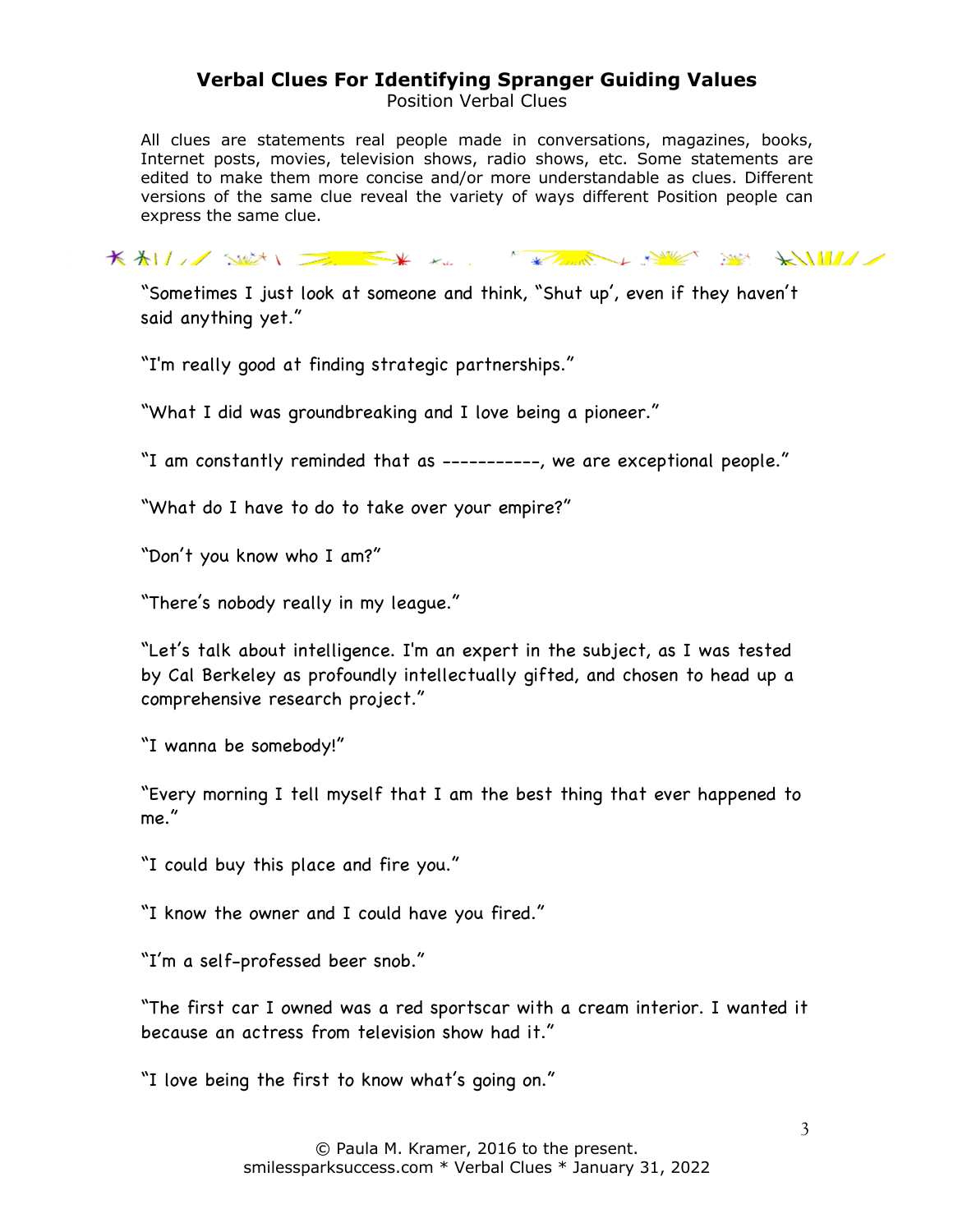## Verbal Clues For Identifying Spranger Guiding Values

Position Verbal Clues

All clues are statements real people made in conversations, magazines, books, Internet posts, movies, television shows, radio shows, etc. Some statements are edited to make them more concise and/or more understandable as clues. Different versions of the same clue reveal the variety of ways different Position people can express the same clue.

"Sometimes I just look at someone and think, "Shut up', even if they haven't said anything yet."

"I'm really good at finding strategic partnerships."

"What I did was groundbreaking and I love being a pioneer."

"I am constantly reminded that as -----------, we are exceptional people."

"What do I have to do to take over your empire?"

"Don't you know who I am?"

"There's nobody really in my league."

"Let's talk about intelligence. I'm an expert in the subject, as I was tested by Cal Berkeley as profoundly intellectually gifted, and chosen to head up a comprehensive research project."

"I wanna be somebody!"

"Every morning I tell myself that I am the best thing that ever happened to me."

"I could buy this place and fire you."

"I know the owner and I could have you fired."

"I'm a self-professed beer snob."

"The first car I owned was a red sportscar with a cream interior. I wanted it because an actress from television show had it."

"I love being the first to know what's going on."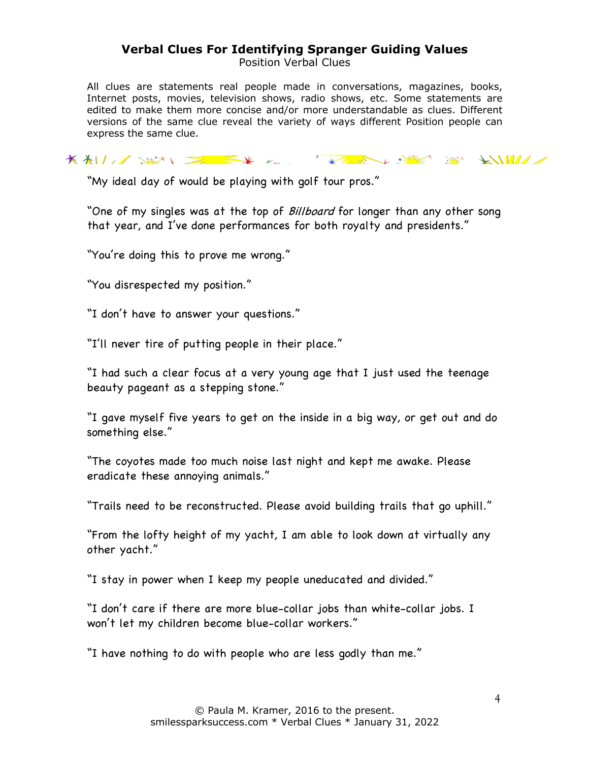# Verbal Clues For Identifying Spranger Guiding Values

Position Verbal Clues

All clues are statements real people made in conversations, magazines, books, Internet posts, movies, television shows, radio shows, etc. Some statements are edited to make them more concise and/or more understandable as clues. Different versions of the same clue reveal the variety of ways different Position people can express the same clue.

"My ideal day of would be playing with golf tour pros."

"One of my singles was at the top of *Billboard* for longer than any other song that year, and I've done performances for both royalty and presidents."

"You're doing this to prove me wrong."

"You disrespected my position."

"I don't have to answer your questions."

"I'll never tire of putting people in their place."

"I had such a clear focus at a very young age that I just used the teenage beauty pageant as a stepping stone."

"I gave myself five years to get on the inside in a big way, or get out and do something else."

"The coyotes made too much noise last night and kept me awake. Please eradicate these annoying animals."

"Trails need to be reconstructed. Please avoid building trails that go uphill."

"From the lofty height of my yacht, I am able to look down at virtually any other yacht."

"I stay in power when I keep my people uneducated and divided."

"I don't care if there are more blue-collar jobs than white-collar jobs. I won't let my children become blue-collar workers."

"I have nothing to do with people who are less godly than me."

© Paula M. Kramer, 2016 to the present.
smilessparksuccess.com * Verbal Clues * January 31, 2022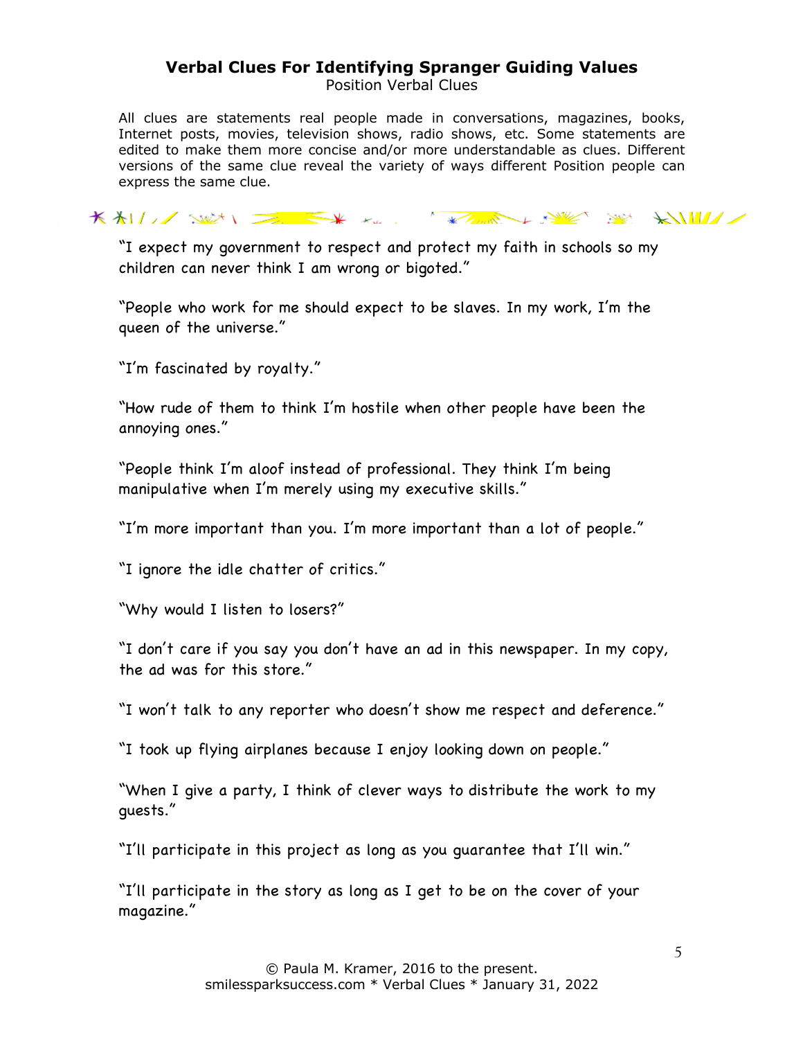## Verbal Clues For Identifying Spranger Guiding Values

Position Verbal Clues

All clues are statements real people made in conversations, magazines, books, Internet posts, movies, television shows, radio shows, etc. Some statements are edited to make them more concise and/or more understandable as clues. Different versions of the same clue reveal the variety of ways different Position people can express the same clue.

"I expect my government to respect and protect my faith in schools so my children can never think I am wrong or bigoted."

"People who work for me should expect to be slaves. In my work, I'm the queen of the universe."

"I'm fascinated by royalty."

"How rude of them to think I'm hostile when other people have been the annoying ones."

"People think I'm aloof instead of professional. They think I'm being manipulative when I'm merely using my executive skills."

"I'm more important than you. I'm more important than a lot of people."

"I ignore the idle chatter of critics."

"Why would I listen to losers?"

"I don't care if you say you don't have an ad in this newspaper. In my copy, the ad was for this store."

"I won't talk to any reporter who doesn't show me respect and deference."

"I took up flying airplanes because I enjoy looking down on people."

"When I give a party, I think of clever ways to distribute the work to my guests."

"I'll participate in this project as long as you guarantee that I'll win."

"I'll participate in the story as long as I get to be on the cover of your magazine."

© Paula M. Kramer, 2016 to the present.
smilessparksuccess.com * Verbal Clues * January 31, 2022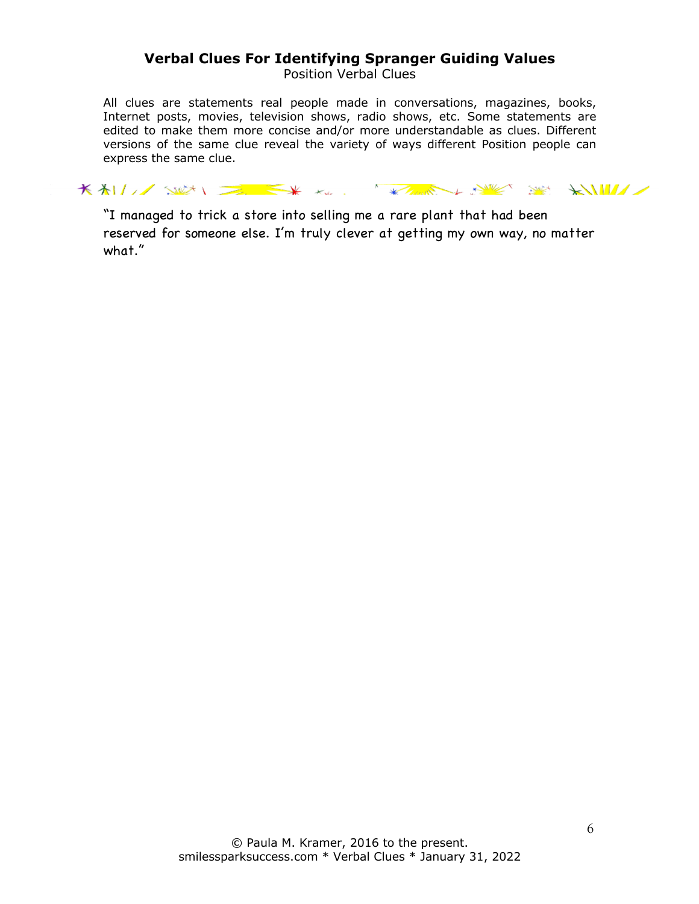# Verbal Clues For Identifying Spranger Guiding Values

Position Verbal Clues

All clues are statements real people made in conversations, magazines, books, Internet posts, movies, television shows, radio shows, etc. Some statements are edited to make them more concise and/or more understandable as clues. Different versions of the same clue reveal the variety of ways different Position people can express the same clue.

"I managed to trick a store into selling me a rare plant that had been reserved for someone else. I'm truly clever at getting my own way, no matter what."

© Paula M. Kramer, 2016 to the present.
smilessparksuccess.com * Verbal Clues * January 31, 2022